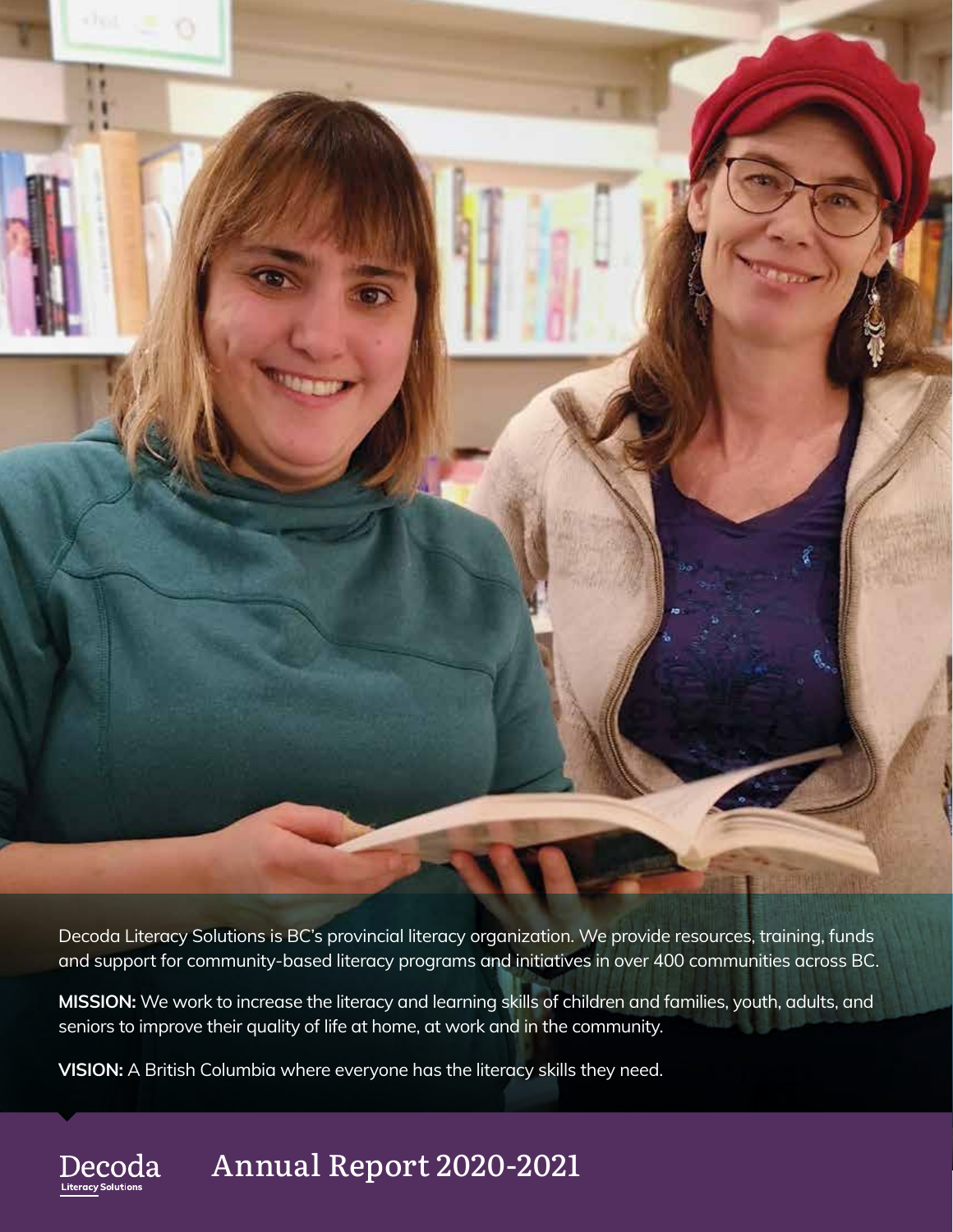Decoda Literacy Solutions is BC's provincial literacy organization. We provide resources, training, funds and support for community-based literacy programs and initiatives in over 400 communities across BC.

**MISSION:** We work to increase the literacy and learning skills of children and families, youth, adults, and seniors to improve their quality of life at home, at work and in the community.

**VISION:** A British Columbia where everyone has the literacy skills they need.

Decoda Literacy Solutions

# Annual Report 2020-2021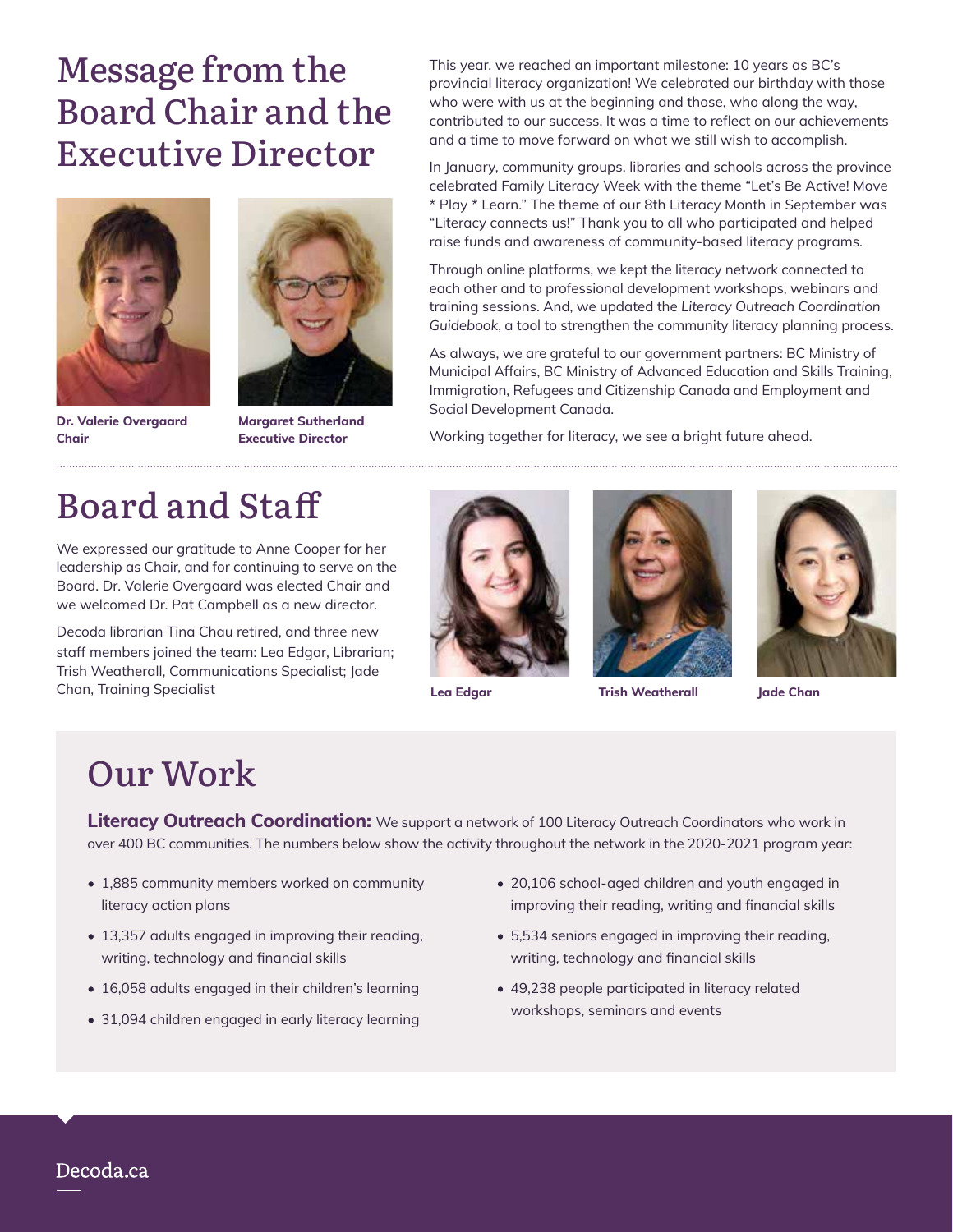# Message from the Board Chair and the Executive Director

**Dr. Valerie Overgaard**
**Chair**

**Margaret Sutherland**
**Executive Director**

This year, we reached an important milestone: 10 years as BC's provincial literacy organization! We celebrated our birthday with those who were with us at the beginning and those, who along the way, contributed to our success. It was a time to reflect on our achievements and a time to move forward on what we still wish to accomplish.

In January, community groups, libraries and schools across the province celebrated Family Literacy Week with the theme "Let's Be Active! Move * Play * Learn." The theme of our 8th Literacy Month in September was "Literacy connects us!" Thank you to all who participated and helped raise funds and awareness of community-based literacy programs.

Through online platforms, we kept the literacy network connected to each other and to professional development workshops, webinars and training sessions. And, we updated the *Literacy Outreach Coordination Guidebook*, a tool to strengthen the community literacy planning process.

As always, we are grateful to our government partners: BC Ministry of Municipal Affairs, BC Ministry of Advanced Education and Skills Training, Immigration, Refugees and Citizenship Canada and Employment and Social Development Canada.

Working together for literacy, we see a bright future ahead.

# Board and Staff

We expressed our gratitude to Anne Cooper for her leadership as Chair, and for continuing to serve on the Board. Dr. Valerie Overgaard was elected Chair and we welcomed Dr. Pat Campbell as a new director.

Decoda librarian Tina Chau retired, and three new staff members joined the team: Lea Edgar, Librarian; Trish Weatherall, Communications Specialist; Jade Chan, Training Specialist

**Lea Edgar**

**Trish Weatherall**

**Jade Chan**

# Our Work

**Literacy Outreach Coordination:** We support a network of 100 Literacy Outreach Coordinators who work in over 400 BC communities. The numbers below show the activity throughout the network in the 2020-2021 program year:

- 1,885 community members worked on community literacy action plans
- 13,357 adults engaged in improving their reading, writing, technology and financial skills
- 16,058 adults engaged in their children's learning
- 31,094 children engaged in early literacy learning
- 20,106 school-aged children and youth engaged in improving their reading, writing and financial skills
- 5,534 seniors engaged in improving their reading, writing, technology and financial skills
- 49,238 people participated in literacy related workshops, seminars and events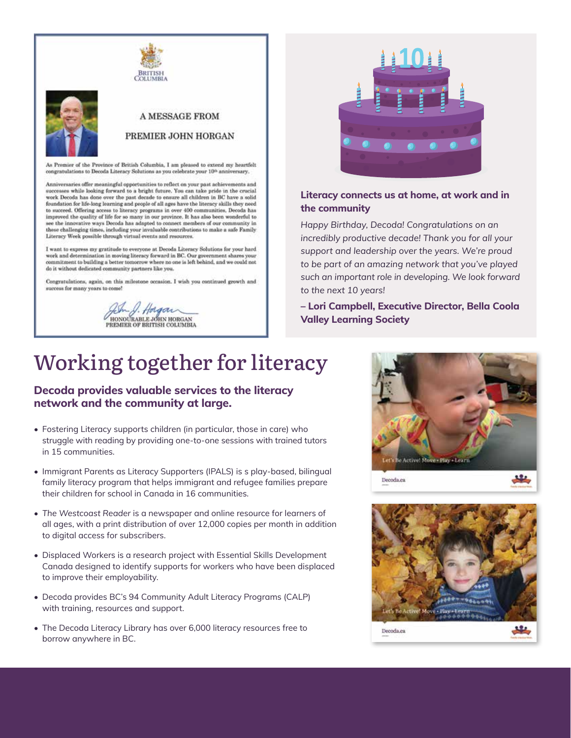BRITISH COLUMBIA

A MESSAGE FROM

PREMIER JOHN HORGAN

As Premier of the Province of British Columbia, I am pleased to extend my heartfelt congratulations to Decoda Literacy Solutions as you celebrate your 10th anniversary.

Anniversaries offer meaningful opportunities to reflect on your past achievements and successes while looking forward to a bright future. You can take pride in the crucial work Decoda has done over the past decade to ensure all children in BC have a solid foundation for life-long learning and people of all ages have the literacy skills they need to succeed. Offering access to literacy programs in over 400 communities, Decoda has improved the quality of life for so many in our province. It has also been wonderful to see the innovative ways Decoda has adapted to connect members of our community in these challenging times, including your invaluable contributions to make a safe Family Literacy Week possible through virtual events and resources.

I want to express my gratitude to everyone at Decoda Literacy Solutions for your hard work and determination in moving literacy forward in BC. Our government shares your commitment to building a better tomorrow where no one is left behind, and we could not do it without dedicated community partners like you.

Congratulations, again, on this milestone occasion. I wish you continued growth and success for many years to come!

HONOURABLE JOHN HORGAN
PREMIER OF BRITISH COLUMBIA

**Literacy connects us at home, at work and in the community**

*Happy Birthday, Decoda! Congratulations on an incredibly productive decade! Thank you for all your support and leadership over the years. We're proud to be part of an amazing network that you've played such an important role in developing. We look forward to the next 10 years!*

**– Lori Campbell, Executive Director, Bella Coola Valley Learning Society**

# Working together for literacy

**Decoda provides valuable services to the literacy network and the community at large.**

- Fostering Literacy supports children (in particular, those in care) who struggle with reading by providing one-to-one sessions with trained tutors in 15 communities.
- Immigrant Parents as Literacy Supporters (IPALS) is s play-based, bilingual family literacy program that helps immigrant and refugee families prepare their children for school in Canada in 16 communities.
- *The Westcoast Reader* is a newspaper and online resource for learners of all ages, with a print distribution of over 12,000 copies per month in addition to digital access for subscribers.
- Displaced Workers is a research project with Essential Skills Development Canada designed to identify supports for workers who have been displaced to improve their employability.
- Decoda provides BC's 94 Community Adult Literacy Programs (CALP) with training, resources and support.
- The Decoda Literacy Library has over 6,000 literacy resources free to borrow anywhere in BC.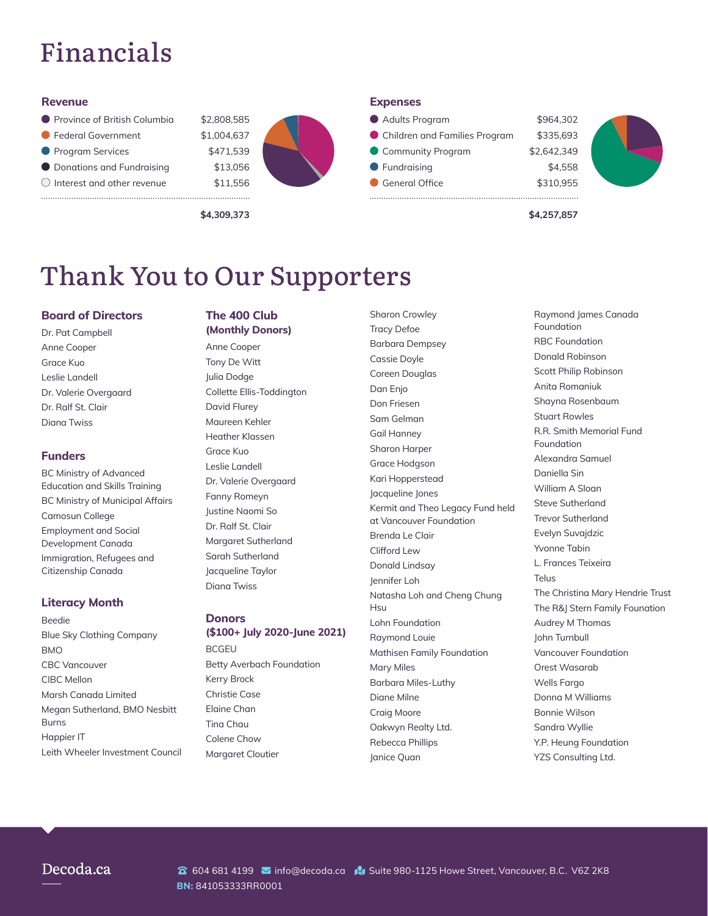# Financials

## Revenue

| | |
|---|---|
| Province of British Columbia | $2,808,585 |
| Federal Government | $1,004,637 |
| Program Services | $471,539 |
| Donations and Fundraising | $13,056 |
| Interest and other revenue | $11,556 |
| | **$4,309,373** |

## Expenses

| | |
|---|---|
| Adults Program | $964,302 |
| Children and Families Program | $335,693 |
| Community Program | $2,642,349 |
| Fundraising | $4,558 |
| General Office | $310,955 |
| | **$4,257,857** |

# Thank You to Our Supporters

### Board of Directors

Dr. Pat Campbell
Anne Cooper
Grace Kuo
Leslie Landell
Dr. Valerie Overgaard
Dr. Ralf St. Clair
Diana Twiss

### Funders

BC Ministry of Advanced Education and Skills Training
BC Ministry of Municipal Affairs
Camosun College
Employment and Social Development Canada
Immigration, Refugees and Citizenship Canada

### Literacy Month

Beedie
Blue Sky Clothing Company
BMO
CBC Vancouver
CIBC Mellon
Marsh Canada Limited
Megan Sutherland, BMO Nesbitt Burns
Happier IT
Leith Wheeler Investment Council

### The 400 Club (Monthly Donors)

Anne Cooper
Tony De Witt
Julia Dodge
Collette Ellis-Toddington
David Flurey
Maureen Kehler
Heather Klassen
Grace Kuo
Leslie Landell
Dr. Valerie Overgaard
Fanny Romeyn
Justine Naomi So
Dr. Ralf St. Clair
Margaret Sutherland
Sarah Sutherland
Jacqueline Taylor
Diana Twiss

### Donors ($100+ July 2020-June 2021)

BCGEU
Betty Averbach Foundation
Kerry Brock
Christie Case
Elaine Chan
Tina Chau
Colene Chow
Margaret Cloutier
Sharon Crowley
Tracy Defoe
Barbara Dempsey
Cassie Doyle
Coreen Douglas
Dan Enjo
Don Friesen
Sam Gelman
Gail Hanney
Sharon Harper
Grace Hodgson
Kari Hopperstead
Jacqueline Jones
Kermit and Theo Legacy Fund held at Vancouver Foundation
Brenda Le Clair
Clifford Lew
Donald Lindsay
Jennifer Loh
Natasha Loh and Cheng Chung Hsu
Lohn Foundation
Raymond Louie
Mathisen Family Foundation
Mary Miles
Barbara Miles-Luthy
Diane Milne
Craig Moore
Oakwyn Realty Ltd.
Rebecca Phillips
Janice Quan
Raymond James Canada Foundation
RBC Foundation
Donald Robinson
Scott Philip Robinson
Anita Romaniuk
Shayna Rosenbaum
Stuart Rowles
R.R. Smith Memorial Fund Foundation
Alexandra Samuel
Daniella Sin
William A Sloan
Steve Sutherland
Trevor Sutherland
Evelyn Suvajdzic
Yvonne Tabin
L. Frances Teixeira
Telus
The Christina Mary Hendrie Trust
The R&J Stern Family Founation
Audrey M Thomas
John Turnbull
Vancouver Foundation
Orest Wasarab
Wells Fargo
Donna M Williams
Bonnie Wilson
Sandra Wyllie
Y.P. Heung Foundation
YZS Consulting Ltd.

Decoda.ca

604 681 4199 info@decoda.ca Suite 980-1125 Howe Street, Vancouver, B.C. V6Z 2K8
**BN:** 841053333RR0001